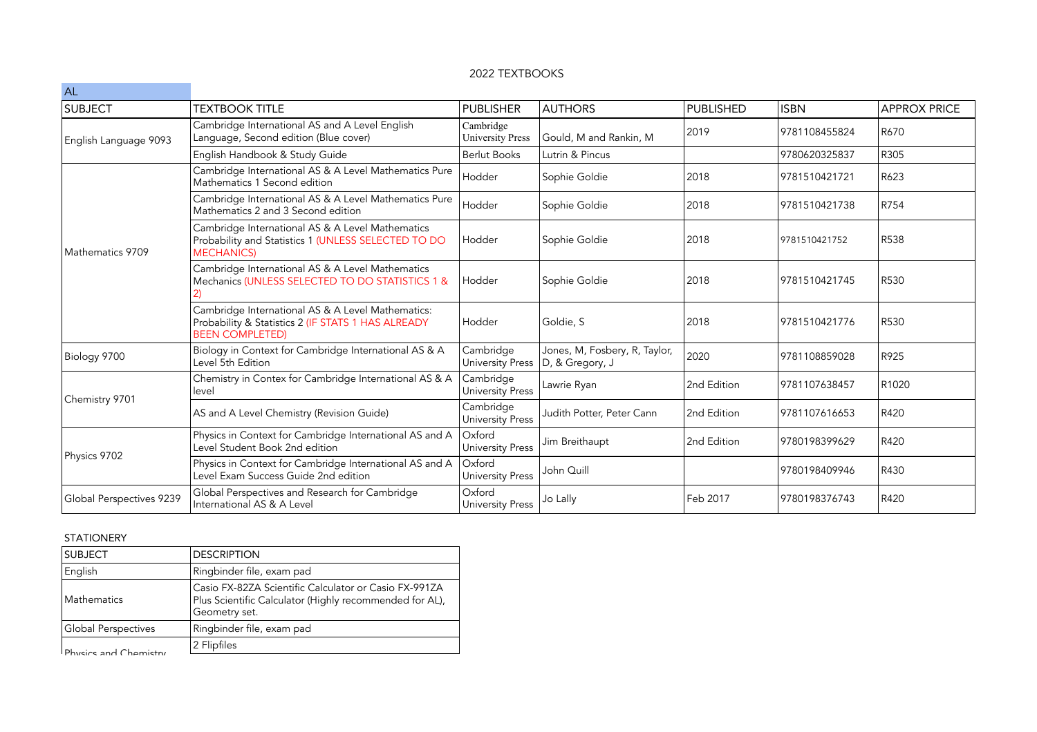2022 TEXTBOOKS

AL

| SUBJECT | TEXTBOOK TITLE | PUBLISHER | AUTHORS | PUBLISHED | ISBN | APPROX PRICE |
|---|---|---|---|---|---|---|
| English Language 9093 | Cambridge International AS and A Level English Language, Second edition (Blue cover) | Cambridge University Press | Gould, M and Rankin, M | 2019 | 9781108455824 | R670 |
| | English Handbook & Study Guide | Berlut Books | Lutrin & Pincus | | 9780620325837 | R305 |
| Mathematics 9709 | Cambridge International AS & A Level Mathematics Pure Mathematics 1 Second edition | Hodder | Sophie Goldie | 2018 | 9781510421721 | R623 |
| | Cambridge International AS & A Level Mathematics Pure Mathematics 2 and 3 Second edition | Hodder | Sophie Goldie | 2018 | 9781510421738 | R754 |
| | Cambridge International AS & A Level Mathematics Probability and Statistics 1 (UNLESS SELECTED TO DO MECHANICS) | Hodder | Sophie Goldie | 2018 | 9781510421752 | R538 |
| | Cambridge International AS & A Level Mathematics Mechanics (UNLESS SELECTED TO DO STATISTICS 1 & 2) | Hodder | Sophie Goldie | 2018 | 9781510421745 | R530 |
| | Cambridge International AS & A Level Mathematics: Probability & Statistics 2 (IF STATS 1 HAS ALREADY BEEN COMPLETED) | Hodder | Goldie, S | 2018 | 9781510421776 | R530 |
| Biology 9700 | Biology in Context for Cambridge International AS & A Level 5th Edition | Cambridge University Press | Jones, M, Fosbery, R, Taylor, D, & Gregory, J | 2020 | 9781108859028 | R925 |
| Chemistry 9701 | Chemistry in Contex for Cambridge International AS & A level | Cambridge University Press | Lawrie Ryan | 2nd Edition | 9781107638457 | R1020 |
| | AS and A Level Chemistry (Revision Guide) | Cambridge University Press | Judith Potter, Peter Cann | 2nd Edition | 9781107616653 | R420 |
| Physics 9702 | Physics in Context for Cambridge International AS and A Level Student Book 2nd edition | Oxford University Press | Jim Breithaupt | 2nd Edition | 9780198399629 | R420 |
| | Physics in Context for Cambridge International AS and A Level Exam Success Guide 2nd edition | Oxford University Press | John Quill | | 9780198409946 | R430 |
| Global Perspectives 9239 | Global Perspectives and Research for Cambridge International AS & A Level | Oxford University Press | Jo Lally | Feb 2017 | 9780198376743 | R420 |

STATIONERY

| SUBJECT | DESCRIPTION |
|---|---|
| English | Ringbinder file, exam pad |
| Mathematics | Casio FX-82ZA Scientific Calculator or Casio FX-991ZA Plus Scientific Calculator (Highly recommended for AL), Geometry set. |
| Global Perspectives | Ringbinder file, exam pad |
| Physics and Chemistry | 2 Flipfiles |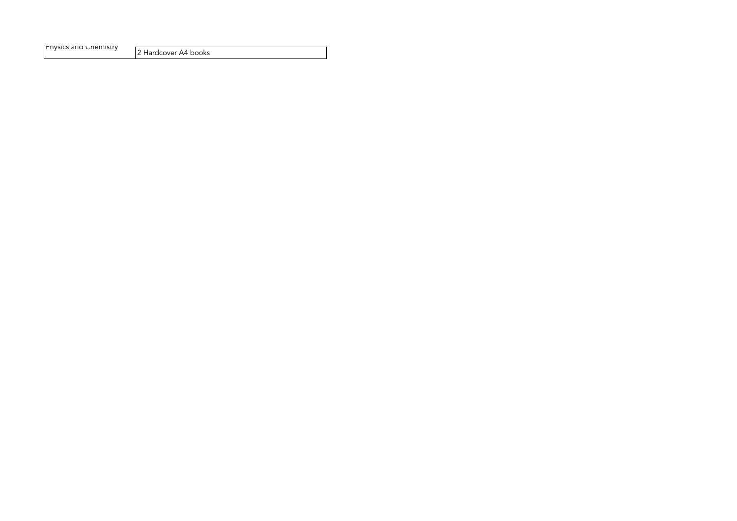| | |
|---|---|
| Physics and Chemistry | 2 Hardcover A4 books |